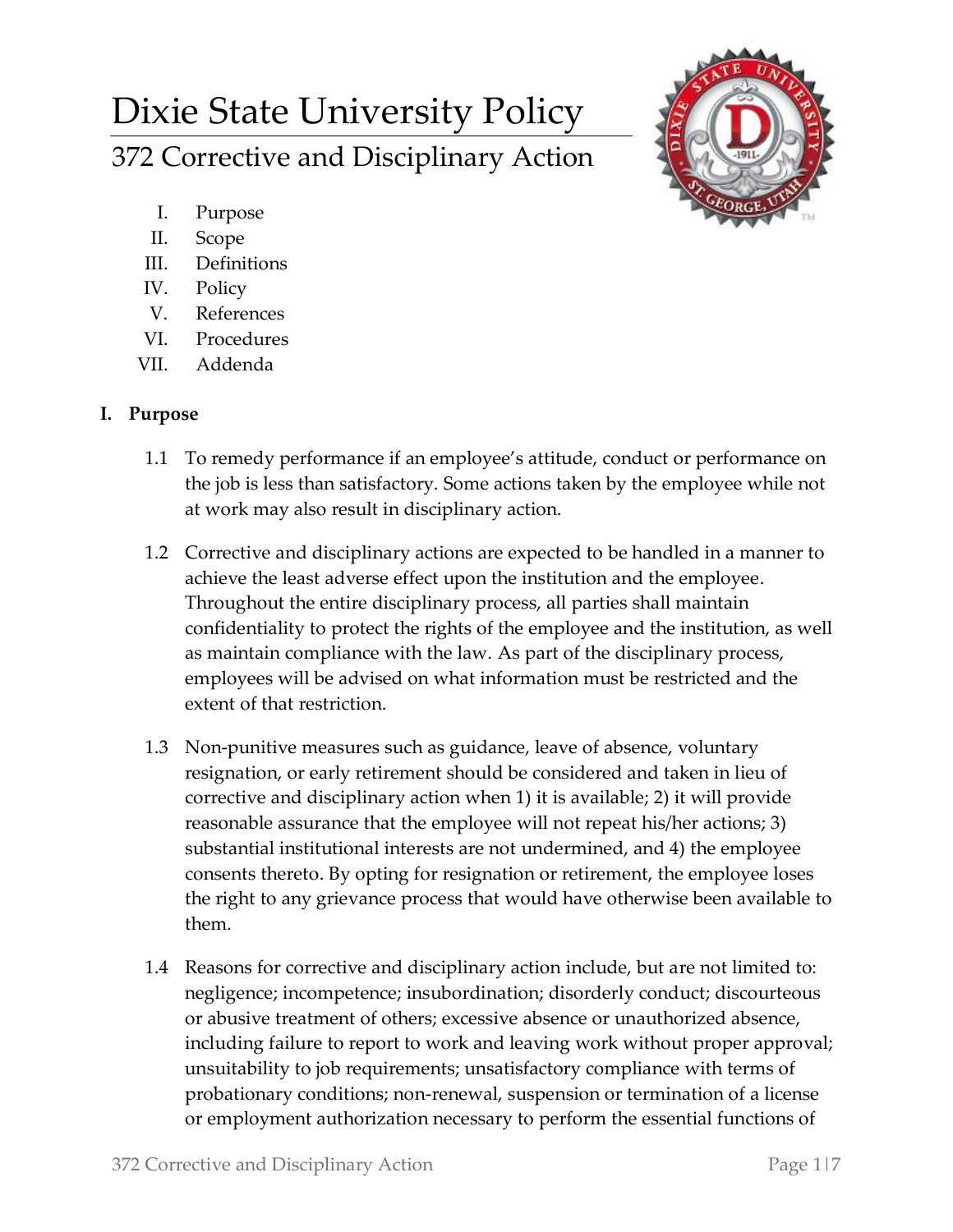# Dixie State University Policy

## 372 Corrective and Disciplinary Action

I. Purpose
II. Scope
III. Definitions
IV. Policy
V. References
VI. Procedures
VII. Addenda

### I. Purpose

1.1 To remedy performance if an employee's attitude, conduct or performance on the job is less than satisfactory. Some actions taken by the employee while not at work may also result in disciplinary action.

1.2 Corrective and disciplinary actions are expected to be handled in a manner to achieve the least adverse effect upon the institution and the employee. Throughout the entire disciplinary process, all parties shall maintain confidentiality to protect the rights of the employee and the institution, as well as maintain compliance with the law. As part of the disciplinary process, employees will be advised on what information must be restricted and the extent of that restriction.

1.3 Non-punitive measures such as guidance, leave of absence, voluntary resignation, or early retirement should be considered and taken in lieu of corrective and disciplinary action when 1) it is available; 2) it will provide reasonable assurance that the employee will not repeat his/her actions; 3) substantial institutional interests are not undermined, and 4) the employee consents thereto. By opting for resignation or retirement, the employee loses the right to any grievance process that would have otherwise been available to them.

1.4 Reasons for corrective and disciplinary action include, but are not limited to: negligence; incompetence; insubordination; disorderly conduct; discourteous or abusive treatment of others; excessive absence or unauthorized absence, including failure to report to work and leaving work without proper approval; unsuitability to job requirements; unsatisfactory compliance with terms of probationary conditions; non-renewal, suspension or termination of a license or employment authorization necessary to perform the essential functions of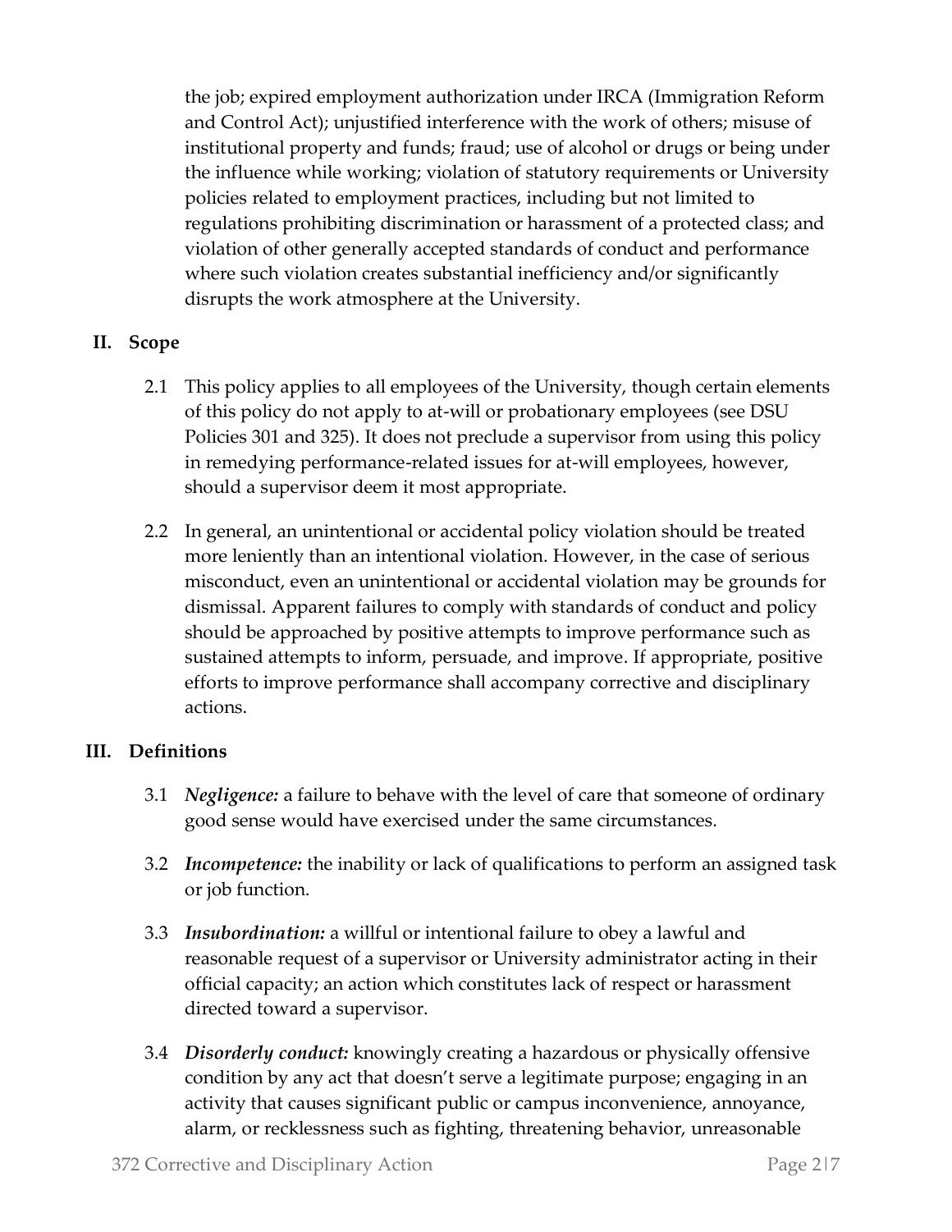the job; expired employment authorization under IRCA (Immigration Reform and Control Act); unjustified interference with the work of others; misuse of institutional property and funds; fraud; use of alcohol or drugs or being under the influence while working; violation of statutory requirements or University policies related to employment practices, including but not limited to regulations prohibiting discrimination or harassment of a protected class; and violation of other generally accepted standards of conduct and performance where such violation creates substantial inefficiency and/or significantly disrupts the work atmosphere at the University.

## II. Scope

2.1 This policy applies to all employees of the University, though certain elements of this policy do not apply to at-will or probationary employees (see DSU Policies 301 and 325). It does not preclude a supervisor from using this policy in remedying performance-related issues for at-will employees, however, should a supervisor deem it most appropriate.

2.2 In general, an unintentional or accidental policy violation should be treated more leniently than an intentional violation. However, in the case of serious misconduct, even an unintentional or accidental violation may be grounds for dismissal. Apparent failures to comply with standards of conduct and policy should be approached by positive attempts to improve performance such as sustained attempts to inform, persuade, and improve. If appropriate, positive efforts to improve performance shall accompany corrective and disciplinary actions.

## III. Definitions

3.1 ***Negligence:*** a failure to behave with the level of care that someone of ordinary good sense would have exercised under the same circumstances.

3.2 ***Incompetence:*** the inability or lack of qualifications to perform an assigned task or job function.

3.3 ***Insubordination:*** a willful or intentional failure to obey a lawful and reasonable request of a supervisor or University administrator acting in their official capacity; an action which constitutes lack of respect or harassment directed toward a supervisor.

3.4 ***Disorderly conduct:*** knowingly creating a hazardous or physically offensive condition by any act that doesn't serve a legitimate purpose; engaging in an activity that causes significant public or campus inconvenience, annoyance, alarm, or recklessness such as fighting, threatening behavior, unreasonable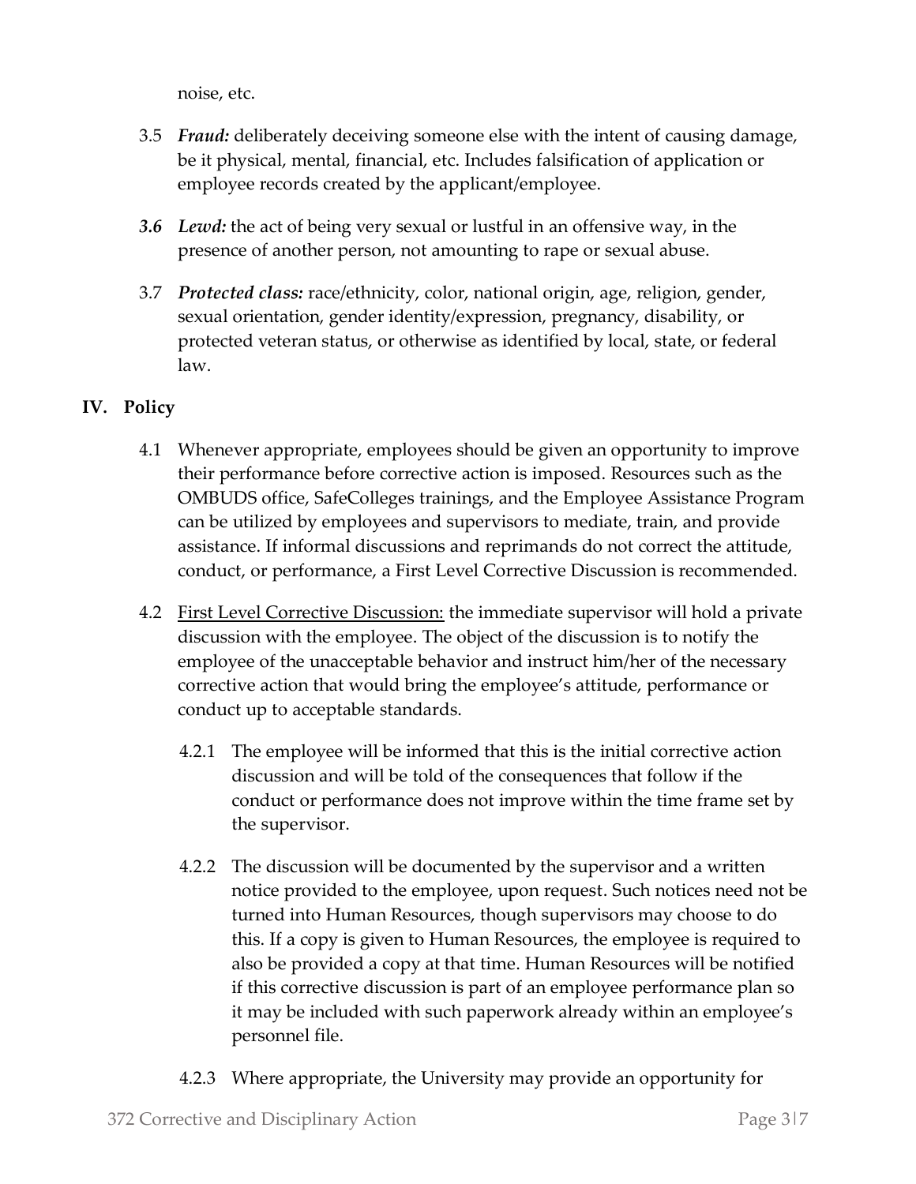noise, etc.

3.5 ***Fraud:*** deliberately deceiving someone else with the intent of causing damage, be it physical, mental, financial, etc. Includes falsification of application or employee records created by the applicant/employee.

***3.6 Lewd:*** the act of being very sexual or lustful in an offensive way, in the presence of another person, not amounting to rape or sexual abuse.

3.7 ***Protected class:*** race/ethnicity, color, national origin, age, religion, gender, sexual orientation, gender identity/expression, pregnancy, disability, or protected veteran status, or otherwise as identified by local, state, or federal law.

## IV. Policy

4.1 Whenever appropriate, employees should be given an opportunity to improve their performance before corrective action is imposed. Resources such as the OMBUDS office, SafeColleges trainings, and the Employee Assistance Program can be utilized by employees and supervisors to mediate, train, and provide assistance. If informal discussions and reprimands do not correct the attitude, conduct, or performance, a First Level Corrective Discussion is recommended.

4.2 <u>First Level Corrective Discussion:</u> the immediate supervisor will hold a private discussion with the employee. The object of the discussion is to notify the employee of the unacceptable behavior and instruct him/her of the necessary corrective action that would bring the employee's attitude, performance or conduct up to acceptable standards.

4.2.1 The employee will be informed that this is the initial corrective action discussion and will be told of the consequences that follow if the conduct or performance does not improve within the time frame set by the supervisor.

4.2.2 The discussion will be documented by the supervisor and a written notice provided to the employee, upon request. Such notices need not be turned into Human Resources, though supervisors may choose to do this. If a copy is given to Human Resources, the employee is required to also be provided a copy at that time. Human Resources will be notified if this corrective discussion is part of an employee performance plan so it may be included with such paperwork already within an employee's personnel file.

4.2.3 Where appropriate, the University may provide an opportunity for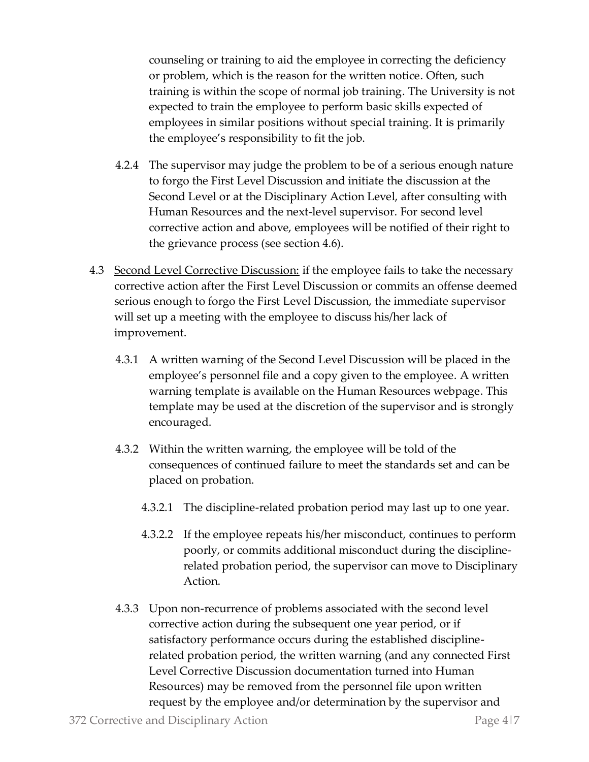counseling or training to aid the employee in correcting the deficiency or problem, which is the reason for the written notice. Often, such training is within the scope of normal job training. The University is not expected to train the employee to perform basic skills expected of employees in similar positions without special training. It is primarily the employee's responsibility to fit the job.

4.2.4 The supervisor may judge the problem to be of a serious enough nature to forgo the First Level Discussion and initiate the discussion at the Second Level or at the Disciplinary Action Level, after consulting with Human Resources and the next-level supervisor. For second level corrective action and above, employees will be notified of their right to the grievance process (see section 4.6).

4.3 <u>Second Level Corrective Discussion:</u> if the employee fails to take the necessary corrective action after the First Level Discussion or commits an offense deemed serious enough to forgo the First Level Discussion, the immediate supervisor will set up a meeting with the employee to discuss his/her lack of improvement.

4.3.1 A written warning of the Second Level Discussion will be placed in the employee's personnel file and a copy given to the employee. A written warning template is available on the Human Resources webpage. This template may be used at the discretion of the supervisor and is strongly encouraged.

4.3.2 Within the written warning, the employee will be told of the consequences of continued failure to meet the standards set and can be placed on probation.

4.3.2.1 The discipline-related probation period may last up to one year.

4.3.2.2 If the employee repeats his/her misconduct, continues to perform poorly, or commits additional misconduct during the discipline-related probation period, the supervisor can move to Disciplinary Action.

4.3.3 Upon non-recurrence of problems associated with the second level corrective action during the subsequent one year period, or if satisfactory performance occurs during the established discipline-related probation period, the written warning (and any connected First Level Corrective Discussion documentation turned into Human Resources) may be removed from the personnel file upon written request by the employee and/or determination by the supervisor and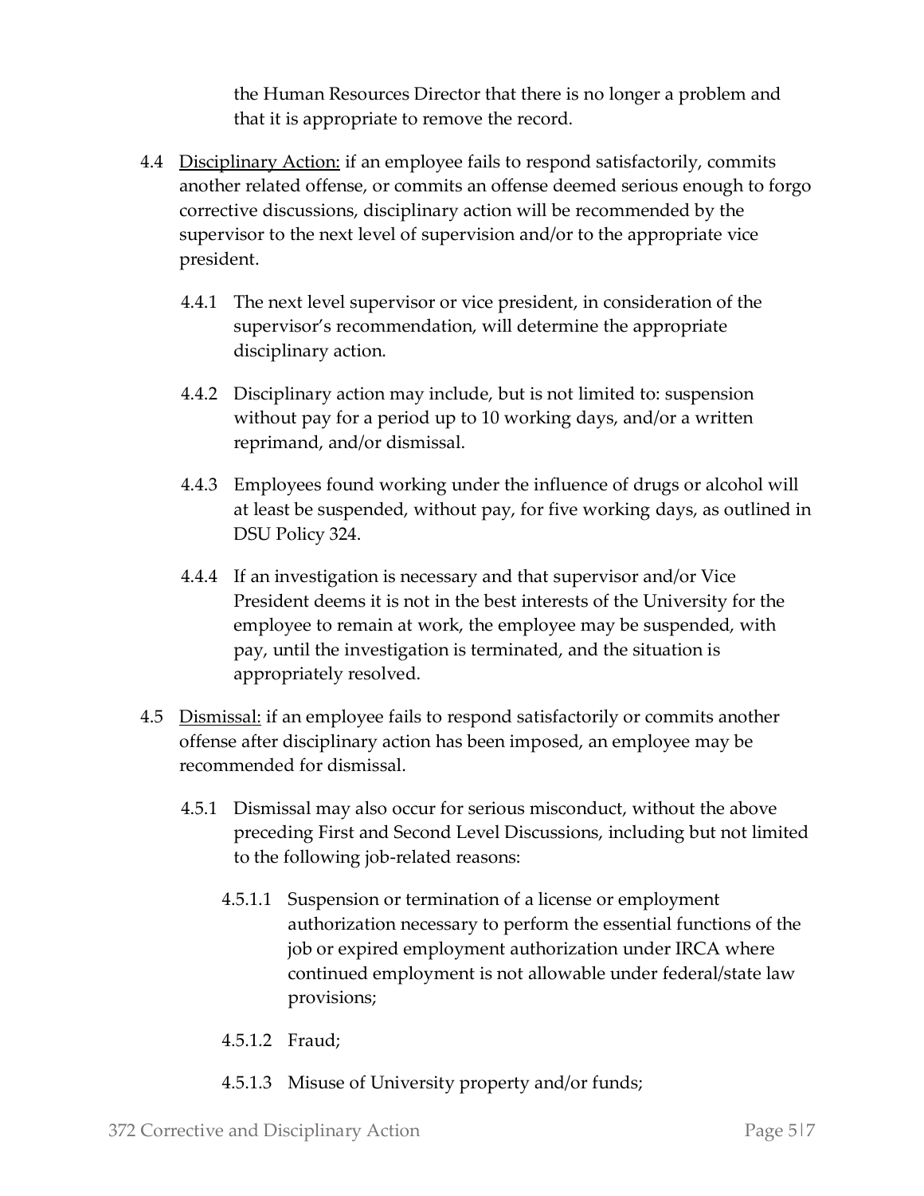the Human Resources Director that there is no longer a problem and that it is appropriate to remove the record.

4.4 <u>Disciplinary Action:</u> if an employee fails to respond satisfactorily, commits another related offense, or commits an offense deemed serious enough to forgo corrective discussions, disciplinary action will be recommended by the supervisor to the next level of supervision and/or to the appropriate vice president.

- 4.4.1 The next level supervisor or vice president, in consideration of the supervisor's recommendation, will determine the appropriate disciplinary action.

- 4.4.2 Disciplinary action may include, but is not limited to: suspension without pay for a period up to 10 working days, and/or a written reprimand, and/or dismissal.

- 4.4.3 Employees found working under the influence of drugs or alcohol will at least be suspended, without pay, for five working days, as outlined in DSU Policy 324.

- 4.4.4 If an investigation is necessary and that supervisor and/or Vice President deems it is not in the best interests of the University for the employee to remain at work, the employee may be suspended, with pay, until the investigation is terminated, and the situation is appropriately resolved.

4.5 <u>Dismissal:</u> if an employee fails to respond satisfactorily or commits another offense after disciplinary action has been imposed, an employee may be recommended for dismissal.

- 4.5.1 Dismissal may also occur for serious misconduct, without the above preceding First and Second Level Discussions, including but not limited to the following job-related reasons:

  - 4.5.1.1 Suspension or termination of a license or employment authorization necessary to perform the essential functions of the job or expired employment authorization under IRCA where continued employment is not allowable under federal/state law provisions;

  - 4.5.1.2 Fraud;

  - 4.5.1.3 Misuse of University property and/or funds;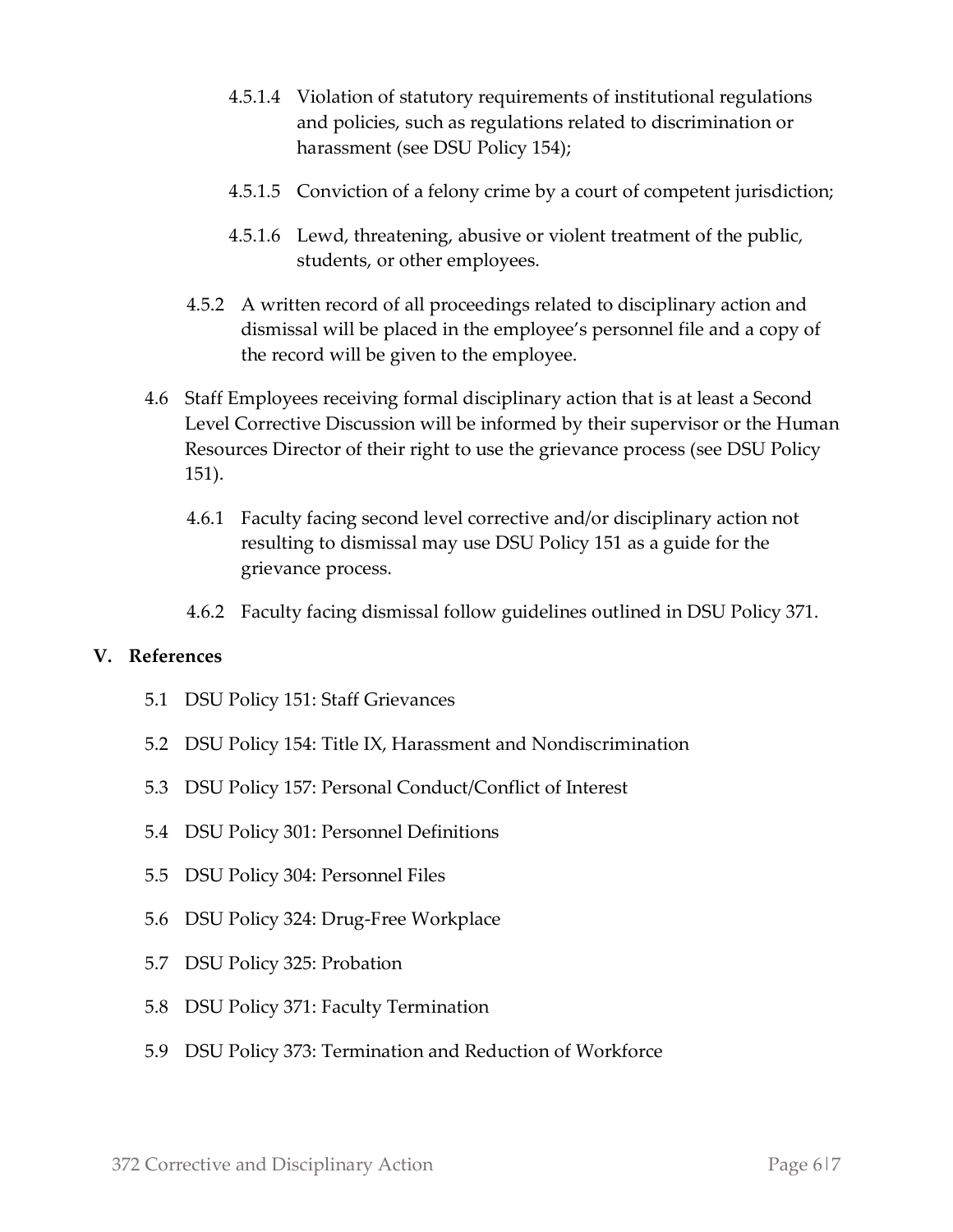4.5.1.4 Violation of statutory requirements of institutional regulations and policies, such as regulations related to discrimination or harassment (see DSU Policy 154);

4.5.1.5 Conviction of a felony crime by a court of competent jurisdiction;

4.5.1.6 Lewd, threatening, abusive or violent treatment of the public, students, or other employees.

4.5.2 A written record of all proceedings related to disciplinary action and dismissal will be placed in the employee's personnel file and a copy of the record will be given to the employee.

4.6 Staff Employees receiving formal disciplinary action that is at least a Second Level Corrective Discussion will be informed by their supervisor or the Human Resources Director of their right to use the grievance process (see DSU Policy 151).

4.6.1 Faculty facing second level corrective and/or disciplinary action not resulting to dismissal may use DSU Policy 151 as a guide for the grievance process.

4.6.2 Faculty facing dismissal follow guidelines outlined in DSU Policy 371.

## V. References

5.1 DSU Policy 151: Staff Grievances

5.2 DSU Policy 154: Title IX, Harassment and Nondiscrimination

5.3 DSU Policy 157: Personal Conduct/Conflict of Interest

5.4 DSU Policy 301: Personnel Definitions

5.5 DSU Policy 304: Personnel Files

5.6 DSU Policy 324: Drug-Free Workplace

5.7 DSU Policy 325: Probation

5.8 DSU Policy 371: Faculty Termination

5.9 DSU Policy 373: Termination and Reduction of Workforce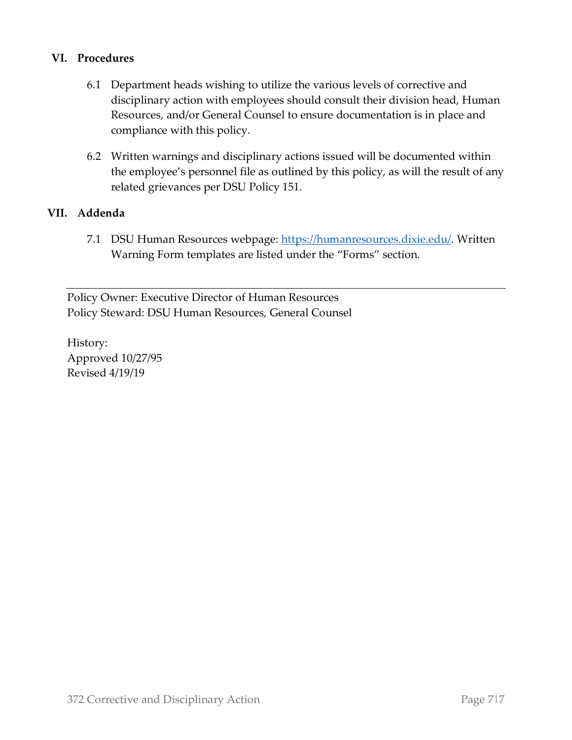## VI. Procedures

6.1 Department heads wishing to utilize the various levels of corrective and disciplinary action with employees should consult their division head, Human Resources, and/or General Counsel to ensure documentation is in place and compliance with this policy.

6.2 Written warnings and disciplinary actions issued will be documented within the employee's personnel file as outlined by this policy, as will the result of any related grievances per DSU Policy 151.

## VII. Addenda

7.1 DSU Human Resources webpage: [https://humanresources.dixie.edu/](https://humanresources.dixie.edu/). Written Warning Form templates are listed under the "Forms" section.

---

Policy Owner: Executive Director of Human Resources
Policy Steward: DSU Human Resources, General Counsel

History:
Approved 10/27/95
Revised 4/19/19